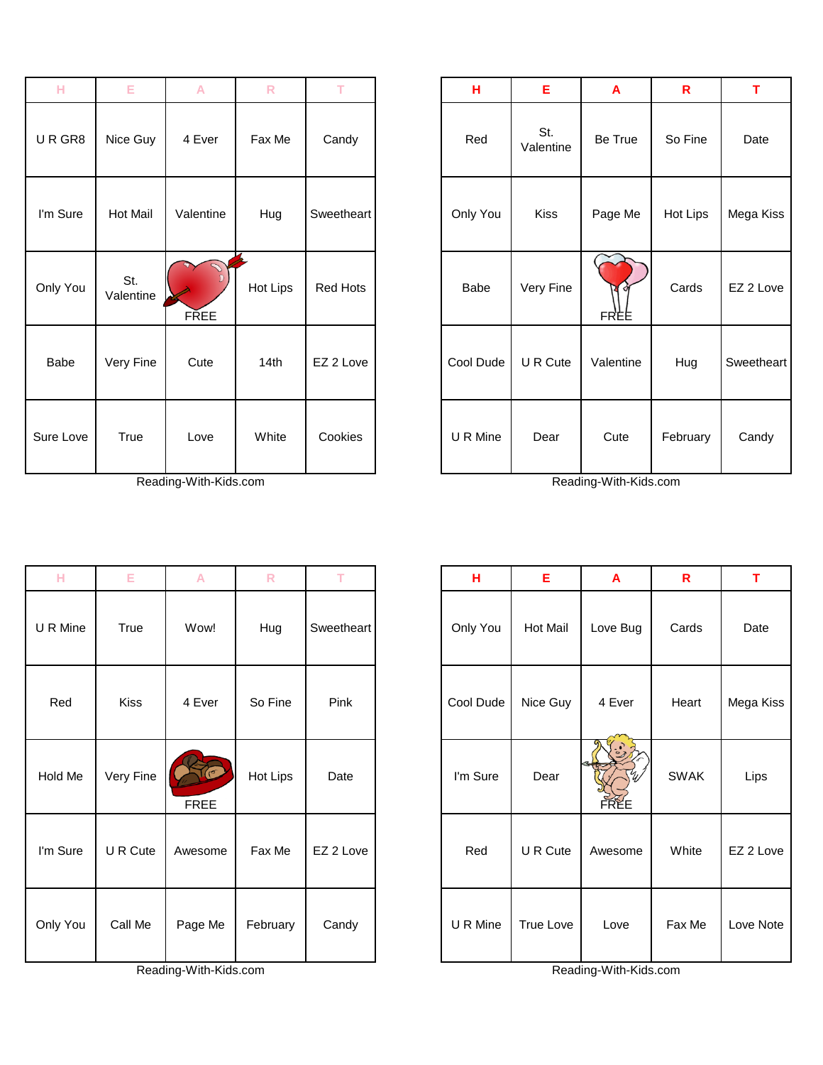| H | E | A | R | T |
|---|---|---|---|---|
| U R GR8 | Nice Guy | 4 Ever | Fax Me | Candy |
| I'm Sure | Hot Mail | Valentine | Hug | Sweetheart |
| Only You | St. Valentine | FREE | Hot Lips | Red Hots |
| Babe | Very Fine | Cute | 14th | EZ 2 Love |
| Sure Love | True | Love | White | Cookies |

Reading-With-Kids.com

| H | E | A | R | T |
|---|---|---|---|---|
| Red | St. Valentine | Be True | So Fine | Date |
| Only You | Kiss | Page Me | Hot Lips | Mega Kiss |
| Babe | Very Fine | FREE | Cards | EZ 2 Love |
| Cool Dude | U R Cute | Valentine | Hug | Sweetheart |
| U R Mine | Dear | Cute | February | Candy |

Reading-With-Kids.com

| H | E | A | R | T |
|---|---|---|---|---|
| U R Mine | True | Wow! | Hug | Sweetheart |
| Red | Kiss | 4 Ever | So Fine | Pink |
| Hold Me | Very Fine | FREE | Hot Lips | Date |
| I'm Sure | U R Cute | Awesome | Fax Me | EZ 2 Love |
| Only You | Call Me | Page Me | February | Candy |

Reading-With-Kids.com

| H | E | A | R | T |
|---|---|---|---|---|
| Only You | Hot Mail | Love Bug | Cards | Date |
| Cool Dude | Nice Guy | 4 Ever | Heart | Mega Kiss |
| I'm Sure | Dear | FREE | SWAK | Lips |
| Red | U R Cute | Awesome | White | EZ 2 Love |
| U R Mine | True Love | Love | Fax Me | Love Note |

Reading-With-Kids.com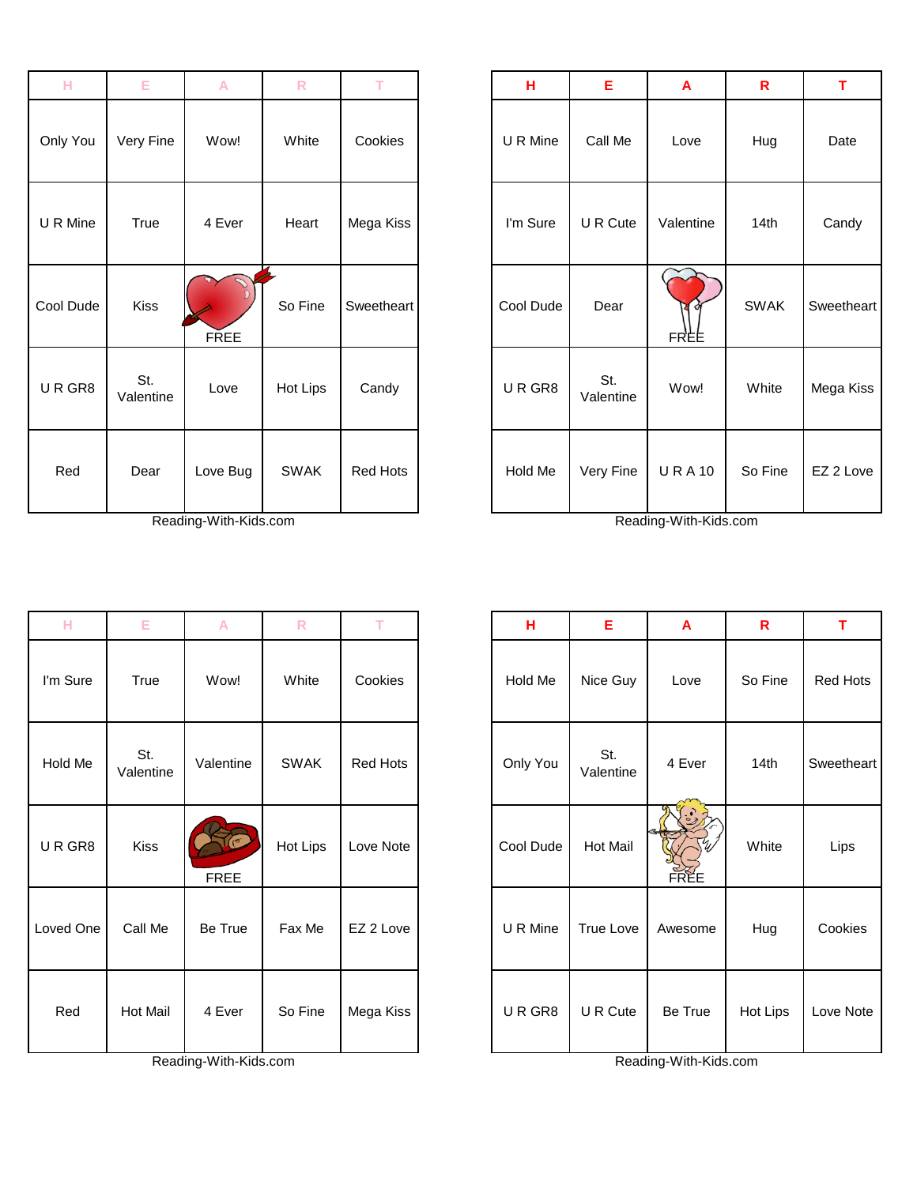| H | E | A | R | T |
|---|---|---|---|---|
| Only You | Very Fine | Wow! | White | Cookies |
| U R Mine | True | 4 Ever | Heart | Mega Kiss |
| Cool Dude | Kiss | FREE | So Fine | Sweetheart |
| U R GR8 | St. Valentine | Love | Hot Lips | Candy |
| Red | Dear | Love Bug | SWAK | Red Hots |

Reading-With-Kids.com

| H | E | A | R | T |
|---|---|---|---|---|
| U R Mine | Call Me | Love | Hug | Date |
| I'm Sure | U R Cute | Valentine | 14th | Candy |
| Cool Dude | Dear | FREE | SWAK | Sweetheart |
| U R GR8 | St. Valentine | Wow! | White | Mega Kiss |
| Hold Me | Very Fine | U R A 10 | So Fine | EZ 2 Love |

Reading-With-Kids.com

| H | E | A | R | T |
|---|---|---|---|---|
| I'm Sure | True | Wow! | White | Cookies |
| Hold Me | St. Valentine | Valentine | SWAK | Red Hots |
| U R GR8 | Kiss | FREE | Hot Lips | Love Note |
| Loved One | Call Me | Be True | Fax Me | EZ 2 Love |
| Red | Hot Mail | 4 Ever | So Fine | Mega Kiss |

Reading-With-Kids.com

| H | E | A | R | T |
|---|---|---|---|---|
| Hold Me | Nice Guy | Love | So Fine | Red Hots |
| Only You | St. Valentine | 4 Ever | 14th | Sweetheart |
| Cool Dude | Hot Mail | FREE | White | Lips |
| U R Mine | True Love | Awesome | Hug | Cookies |
| U R GR8 | U R Cute | Be True | Hot Lips | Love Note |

Reading-With-Kids.com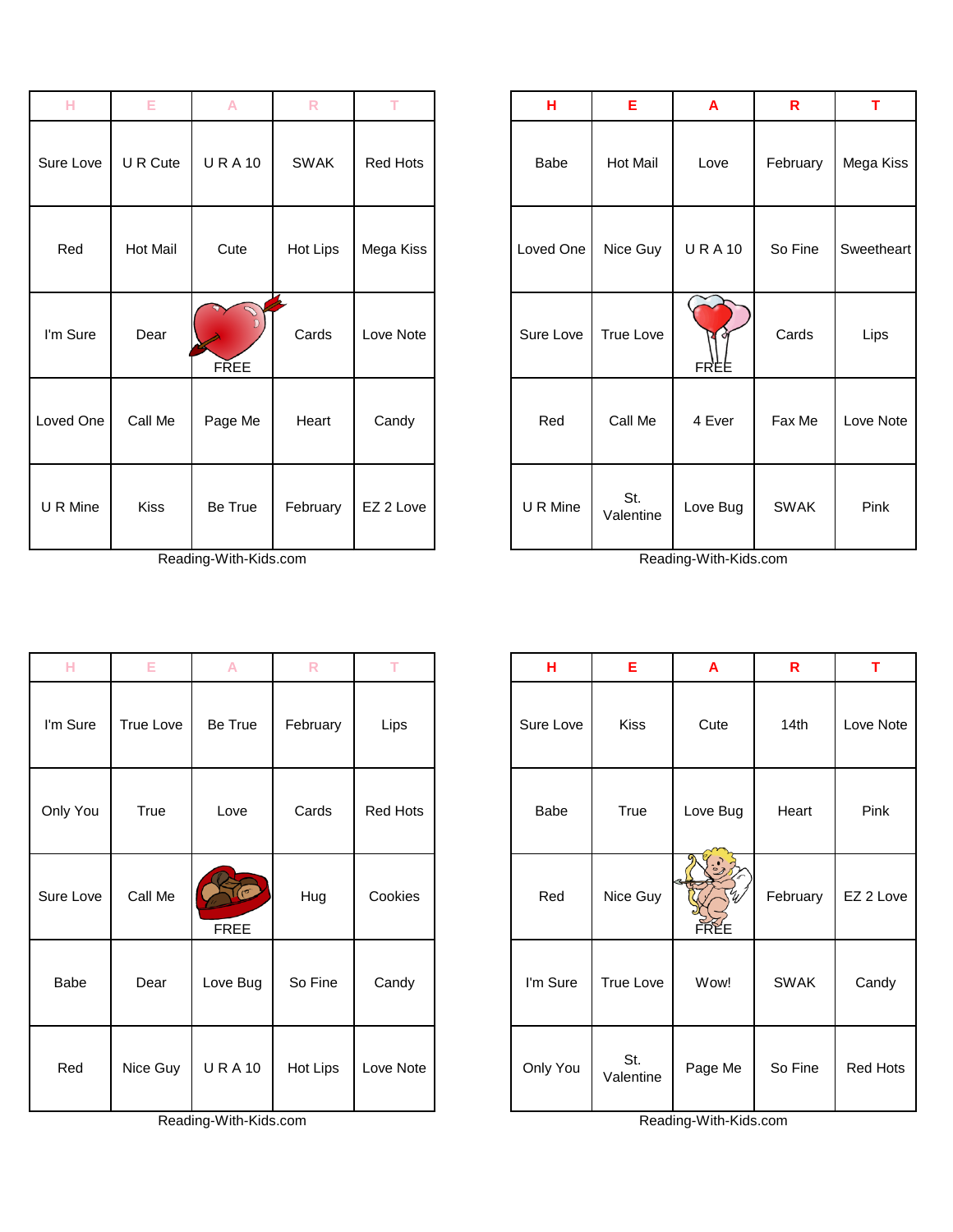| H | E | A | R | T |
|---|---|---|---|---|
| Sure Love | U R Cute | U R A 10 | SWAK | Red Hots |
| Red | Hot Mail | Cute | Hot Lips | Mega Kiss |
| I'm Sure | Dear | FREE | Cards | Love Note |
| Loved One | Call Me | Page Me | Heart | Candy |
| U R Mine | Kiss | Be True | February | EZ 2 Love |

Reading-With-Kids.com

| H | E | A | R | T |
|---|---|---|---|---|
| Babe | Hot Mail | Love | February | Mega Kiss |
| Loved One | Nice Guy | U R A 10 | So Fine | Sweetheart |
| Sure Love | True Love | FREE | Cards | Lips |
| Red | Call Me | 4 Ever | Fax Me | Love Note |
| U R Mine | St. Valentine | Love Bug | SWAK | Pink |

Reading-With-Kids.com

| H | E | A | R | T |
|---|---|---|---|---|
| I'm Sure | True Love | Be True | February | Lips |
| Only You | True | Love | Cards | Red Hots |
| Sure Love | Call Me | FREE | Hug | Cookies |
| Babe | Dear | Love Bug | So Fine | Candy |
| Red | Nice Guy | U R A 10 | Hot Lips | Love Note |

Reading-With-Kids.com

| H | E | A | R | T |
|---|---|---|---|---|
| Sure Love | Kiss | Cute | 14th | Love Note |
| Babe | True | Love Bug | Heart | Pink |
| Red | Nice Guy | FREE | February | EZ 2 Love |
| I'm Sure | True Love | Wow! | SWAK | Candy |
| Only You | St. Valentine | Page Me | So Fine | Red Hots |

Reading-With-Kids.com